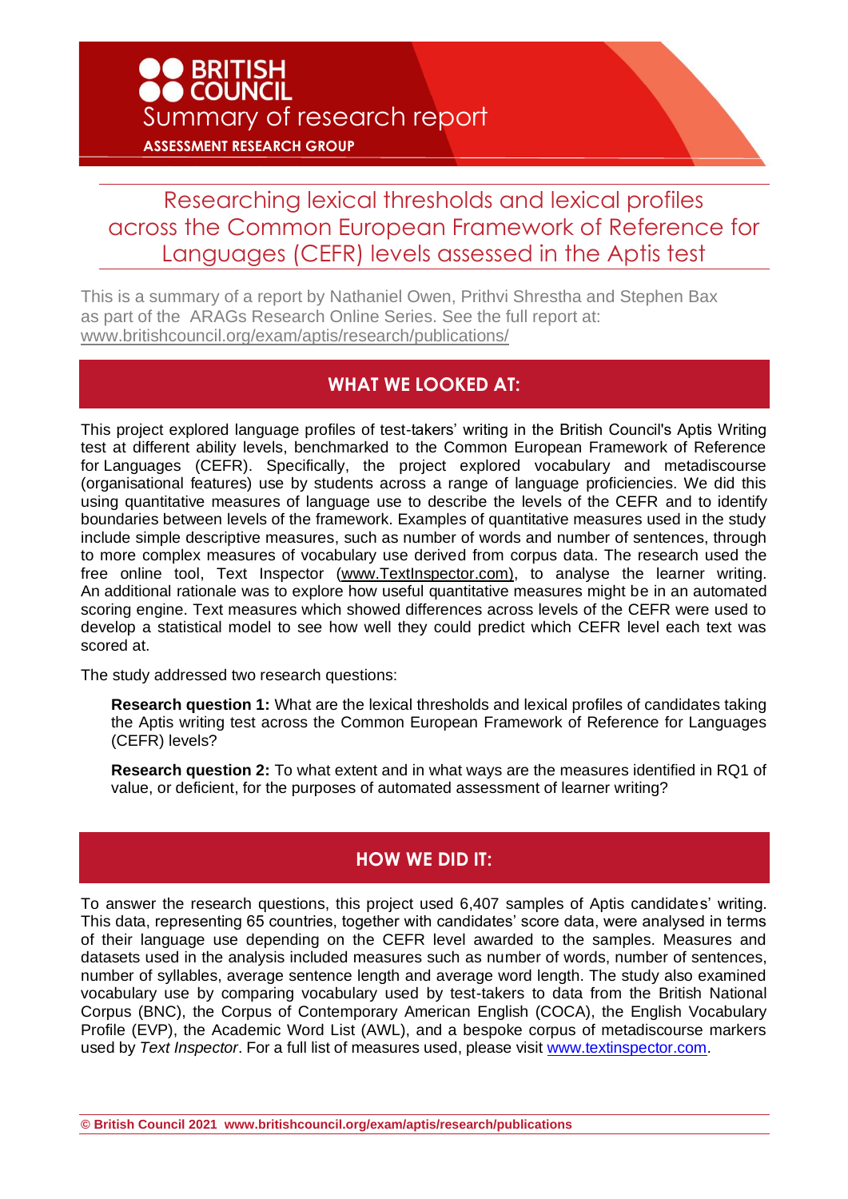BRITISH COUNCIL

Summary of research report

ASSESSMENT RESEARCH GROUP

# Researching lexical thresholds and lexical profiles across the Common European Framework of Reference for Languages (CEFR) levels assessed in the Aptis test

This is a summary of a report by Nathaniel Owen, Prithvi Shrestha and Stephen Bax as part of the ARAGs Research Online Series. See the full report at: www.britishcouncil.org/exam/aptis/research/publications/

## WHAT WE LOOKED AT:

This project explored language profiles of test-takers' writing in the British Council's Aptis Writing test at different ability levels, benchmarked to the Common European Framework of Reference for Languages (CEFR). Specifically, the project explored vocabulary and metadiscourse (organisational features) use by students across a range of language proficiencies. We did this using quantitative measures of language use to describe the levels of the CEFR and to identify boundaries between levels of the framework. Examples of quantitative measures used in the study include simple descriptive measures, such as number of words and number of sentences, through to more complex measures of vocabulary use derived from corpus data. The research used the free online tool, Text Inspector (www.TextInspector.com), to analyse the learner writing. An additional rationale was to explore how useful quantitative measures might be in an automated scoring engine. Text measures which showed differences across levels of the CEFR were used to develop a statistical model to see how well they could predict which CEFR level each text was scored at.

The study addressed two research questions:

**Research question 1:** What are the lexical thresholds and lexical profiles of candidates taking the Aptis writing test across the Common European Framework of Reference for Languages (CEFR) levels?

**Research question 2:** To what extent and in what ways are the measures identified in RQ1 of value, or deficient, for the purposes of automated assessment of learner writing?

## HOW WE DID IT:

To answer the research questions, this project used 6,407 samples of Aptis candidates' writing. This data, representing 65 countries, together with candidates' score data, were analysed in terms of their language use depending on the CEFR level awarded to the samples. Measures and datasets used in the analysis included measures such as number of words, number of sentences, number of syllables, average sentence length and average word length. The study also examined vocabulary use by comparing vocabulary used by test-takers to data from the British National Corpus (BNC), the Corpus of Contemporary American English (COCA), the English Vocabulary Profile (EVP), the Academic Word List (AWL), and a bespoke corpus of metadiscourse markers used by *Text Inspector*. For a full list of measures used, please visit www.textinspector.com.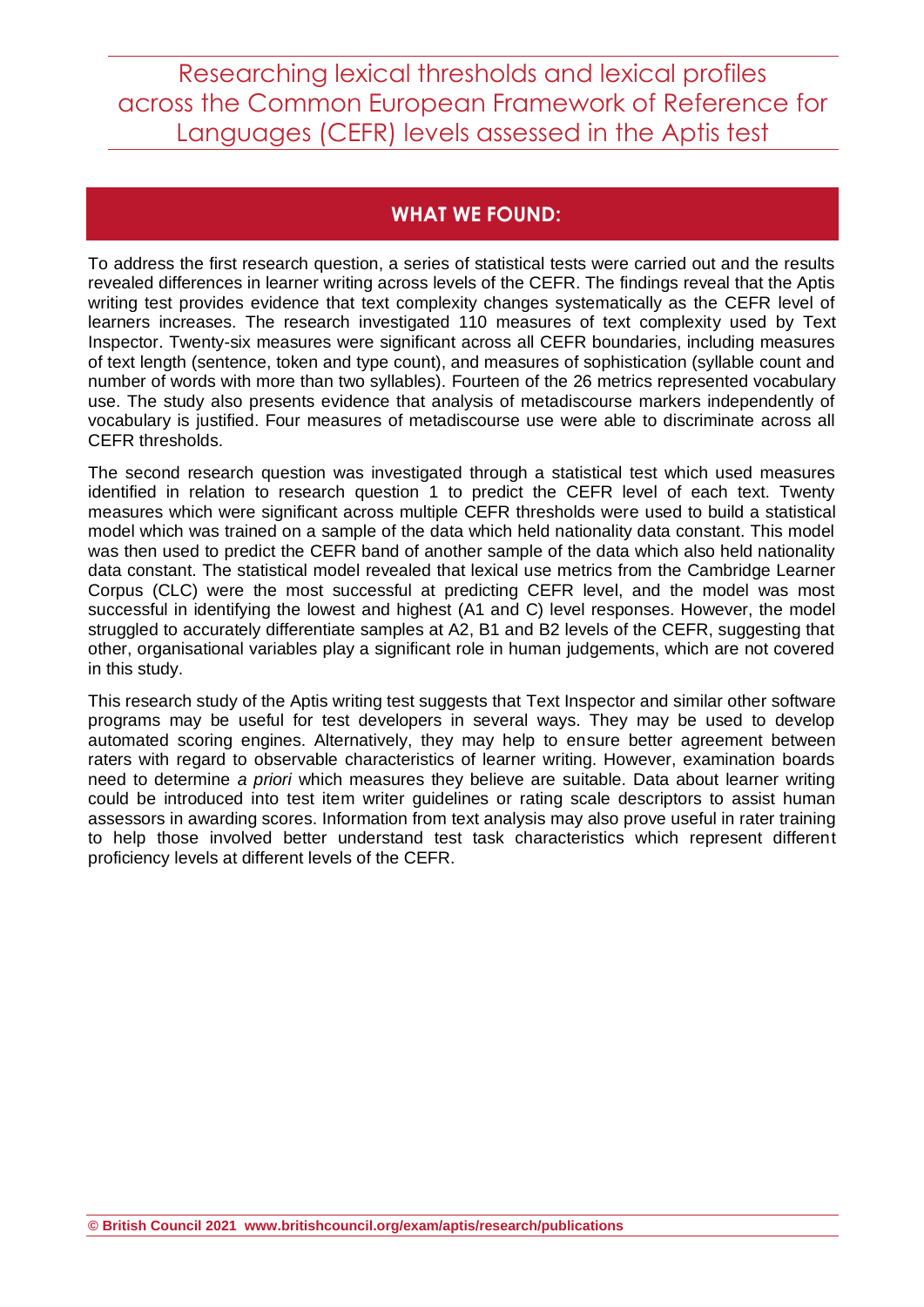# Researching lexical thresholds and lexical profiles across the Common European Framework of Reference for Languages (CEFR) levels assessed in the Aptis test

## WHAT WE FOUND:

To address the first research question, a series of statistical tests were carried out and the results revealed differences in learner writing across levels of the CEFR. The findings reveal that the Aptis writing test provides evidence that text complexity changes systematically as the CEFR level of learners increases. The research investigated 110 measures of text complexity used by Text Inspector. Twenty-six measures were significant across all CEFR boundaries, including measures of text length (sentence, token and type count), and measures of sophistication (syllable count and number of words with more than two syllables). Fourteen of the 26 metrics represented vocabulary use. The study also presents evidence that analysis of metadiscourse markers independently of vocabulary is justified. Four measures of metadiscourse use were able to discriminate across all CEFR thresholds.

The second research question was investigated through a statistical test which used measures identified in relation to research question 1 to predict the CEFR level of each text. Twenty measures which were significant across multiple CEFR thresholds were used to build a statistical model which was trained on a sample of the data which held nationality data constant. This model was then used to predict the CEFR band of another sample of the data which also held nationality data constant. The statistical model revealed that lexical use metrics from the Cambridge Learner Corpus (CLC) were the most successful at predicting CEFR level, and the model was most successful in identifying the lowest and highest (A1 and C) level responses. However, the model struggled to accurately differentiate samples at A2, B1 and B2 levels of the CEFR, suggesting that other, organisational variables play a significant role in human judgements, which are not covered in this study.

This research study of the Aptis writing test suggests that Text Inspector and similar other software programs may be useful for test developers in several ways. They may be used to develop automated scoring engines. Alternatively, they may help to ensure better agreement between raters with regard to observable characteristics of learner writing. However, examination boards need to determine *a priori* which measures they believe are suitable. Data about learner writing could be introduced into test item writer guidelines or rating scale descriptors to assist human assessors in awarding scores. Information from text analysis may also prove useful in rater training to help those involved better understand test task characteristics which represent different proficiency levels at different levels of the CEFR.

**© British Council 2021 www.britishcouncil.org/exam/aptis/research/publications**